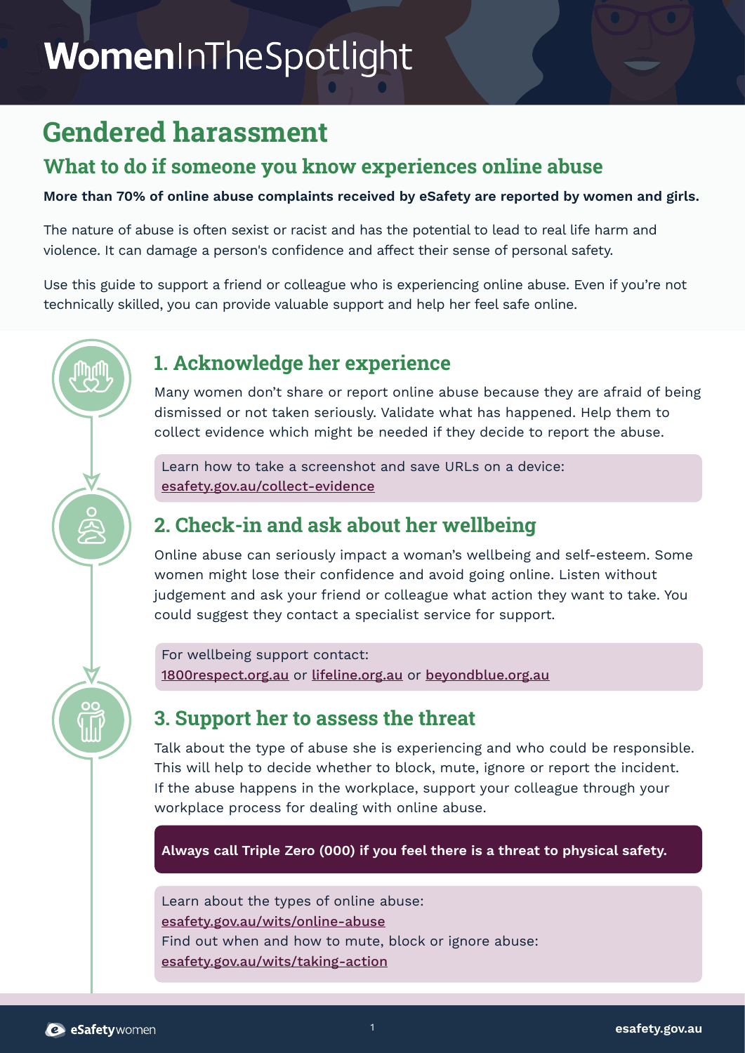# WomenInTheSpotlight

## Gendered harassment

### What to do if someone you know experiences online abuse

**More than 70% of online abuse complaints received by eSafety are reported by women and girls.**

The nature of abuse is often sexist or racist and has the potential to lead to real life harm and violence. It can damage a person's confidence and affect their sense of personal safety.

Use this guide to support a friend or colleague who is experiencing online abuse. Even if you're not technically skilled, you can provide valuable support and help her feel safe online.

### 1. Acknowledge her experience

Many women don't share or report online abuse because they are afraid of being dismissed or not taken seriously. Validate what has happened. Help them to collect evidence which might be needed if they decide to report the abuse.

Learn how to take a screenshot and save URLs on a device: esafety.gov.au/collect-evidence

### 2. Check-in and ask about her wellbeing

Online abuse can seriously impact a woman's wellbeing and self-esteem. Some women might lose their confidence and avoid going online. Listen without judgement and ask your friend or colleague what action they want to take. You could suggest they contact a specialist service for support.

For wellbeing support contact:
1800respect.org.au or lifeline.org.au or beyondblue.org.au

### 3. Support her to assess the threat

Talk about the type of abuse she is experiencing and who could be responsible. This will help to decide whether to block, mute, ignore or report the incident. If the abuse happens in the workplace, support your colleague through your workplace process for dealing with online abuse.

**Always call Triple Zero (000) if you feel there is a threat to physical safety.**

Learn about the types of online abuse:
esafety.gov.au/wits/online-abuse
Find out when and how to mute, block or ignore abuse:
esafety.gov.au/wits/taking-action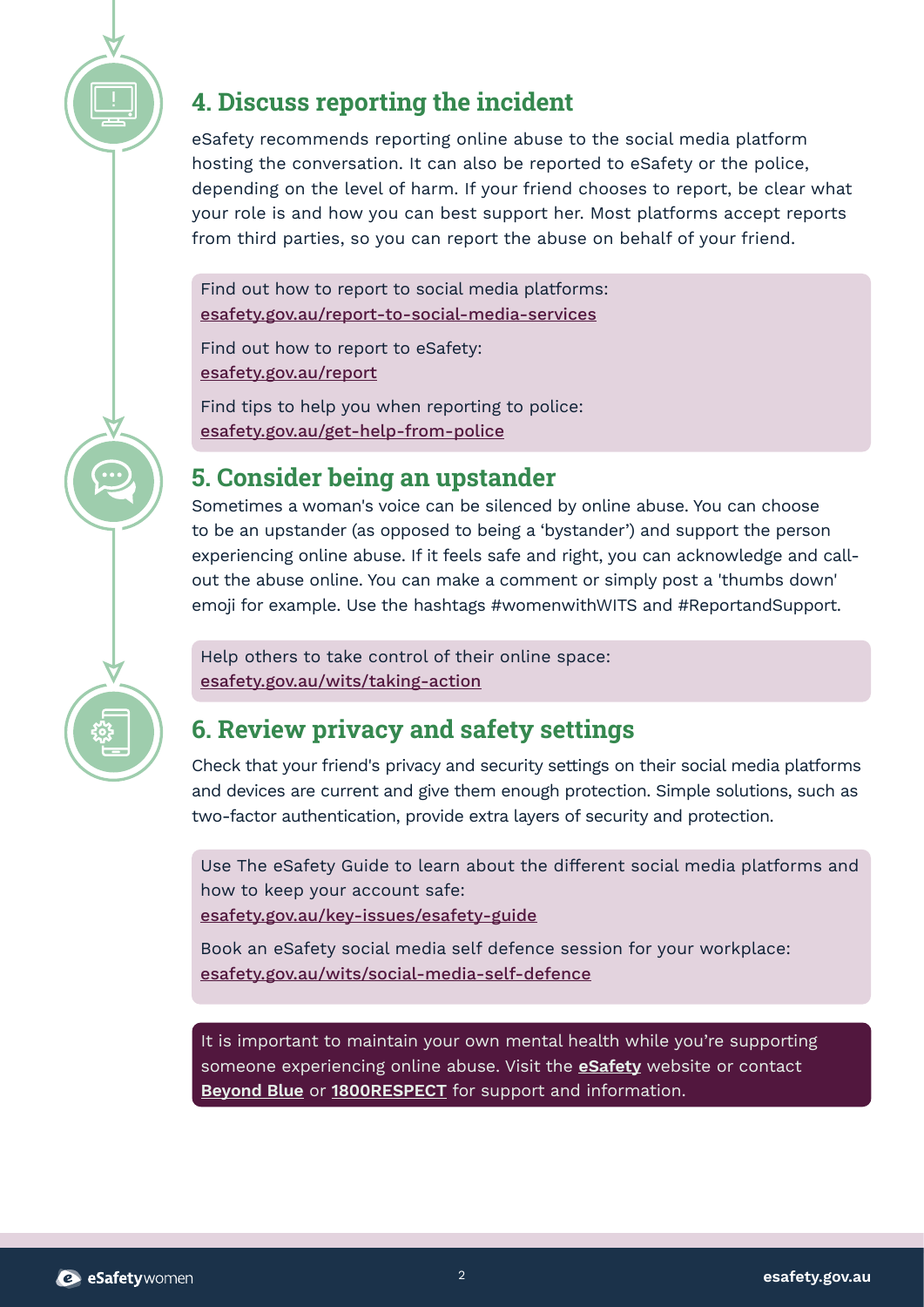## 4. Discuss reporting the incident

eSafety recommends reporting online abuse to the social media platform hosting the conversation. It can also be reported to eSafety or the police, depending on the level of harm. If your friend chooses to report, be clear what your role is and how you can best support her. Most platforms accept reports from third parties, so you can report the abuse on behalf of your friend.

> Find out how to report to social media platforms:
> esafety.gov.au/report-to-social-media-services
>
> Find out how to report to eSafety:
> esafety.gov.au/report
>
> Find tips to help you when reporting to police:
> esafety.gov.au/get-help-from-police

## 5. Consider being an upstander

Sometimes a woman's voice can be silenced by online abuse. You can choose to be an upstander (as opposed to being a 'bystander') and support the person experiencing online abuse. If it feels safe and right, you can acknowledge and call-out the abuse online. You can make a comment or simply post a 'thumbs down' emoji for example. Use the hashtags #womenwithWITS and #ReportandSupport.

> Help others to take control of their online space:
> esafety.gov.au/wits/taking-action

## 6. Review privacy and safety settings

Check that your friend's privacy and security settings on their social media platforms and devices are current and give them enough protection. Simple solutions, such as two-factor authentication, provide extra layers of security and protection.

> Use The eSafety Guide to learn about the different social media platforms and how to keep your account safe:
> esafety.gov.au/key-issues/esafety-guide
>
> Book an eSafety social media self defence session for your workplace:
> esafety.gov.au/wits/social-media-self-defence

> It is important to maintain your own mental health while you're supporting someone experiencing online abuse. Visit the **eSafety** website or contact **Beyond Blue** or **1800RESPECT** for support and information.